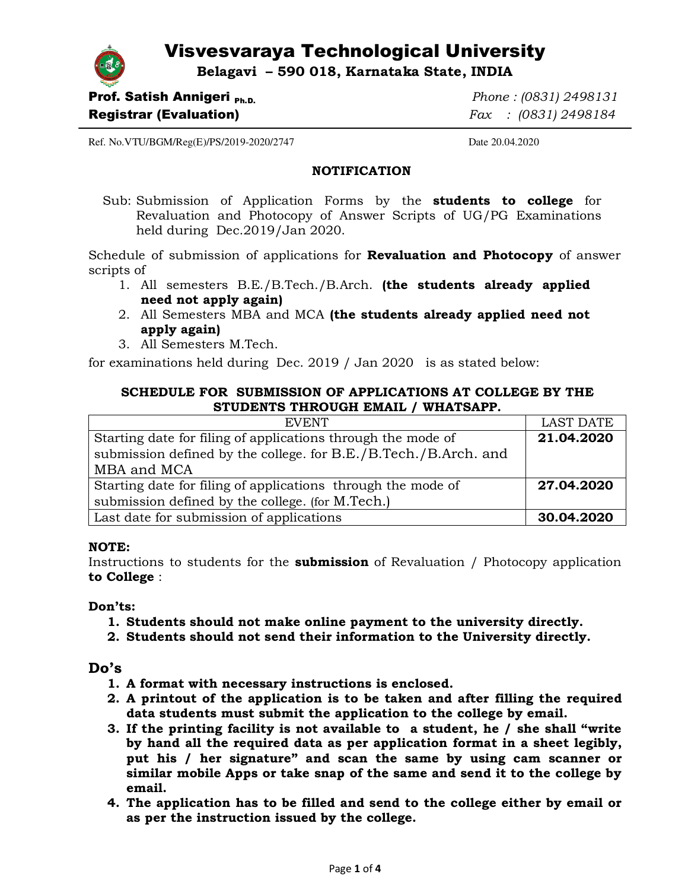# Visvesvaraya Technological University

**Belagavi – 590 018, Karnataka State, INDIA**

**Prof. Satish Annigeri Ph.D.**
**Registrar (Evaluation)**

*Phone : (0831) 2498131*
*Fax : (0831) 2498184*

Ref. No.VTU/BGM/Reg(E)/PS/2019-2020/2747

Date 20.04.2020

## NOTIFICATION

Sub: Submission of Application Forms by the **students to college** for Revaluation and Photocopy of Answer Scripts of UG/PG Examinations held during Dec.2019/Jan 2020.

Schedule of submission of applications for **Revaluation and Photocopy** of answer scripts of

1. All semesters B.E./B.Tech./B.Arch. **(the students already applied need not apply again)**
2. All Semesters MBA and MCA **(the students already applied need not apply again)**
3. All Semesters M.Tech.

for examinations held during Dec. 2019 / Jan 2020 is as stated below:

**SCHEDULE FOR SUBMISSION OF APPLICATIONS AT COLLEGE BY THE STUDENTS THROUGH EMAIL / WHATSAPP.**

| EVENT | LAST DATE |
|---|---|
| Starting date for filing of applications through the mode of submission defined by the college. for B.E./B.Tech./B.Arch. and MBA and MCA | **21.04.2020** |
| Starting date for filing of applications through the mode of submission defined by the college. (for M.Tech.) | **27.04.2020** |
| Last date for submission of applications | **30.04.2020** |

**NOTE:**

Instructions to students for the **submission** of Revaluation / Photocopy application **to College** :

**Don'ts:**

1. **Students should not make online payment to the university directly.**
2. **Students should not send their information to the University directly.**

### Do's

1. **A format with necessary instructions is enclosed.**
2. **A printout of the application is to be taken and after filling the required data students must submit the application to the college by email.**
3. **If the printing facility is not available to a student, he / she shall "write by hand all the required data as per application format in a sheet legibly, put his / her signature" and scan the same by using cam scanner or similar mobile Apps or take snap of the same and send it to the college by email.**
4. **The application has to be filled and send to the college either by email or as per the instruction issued by the college.**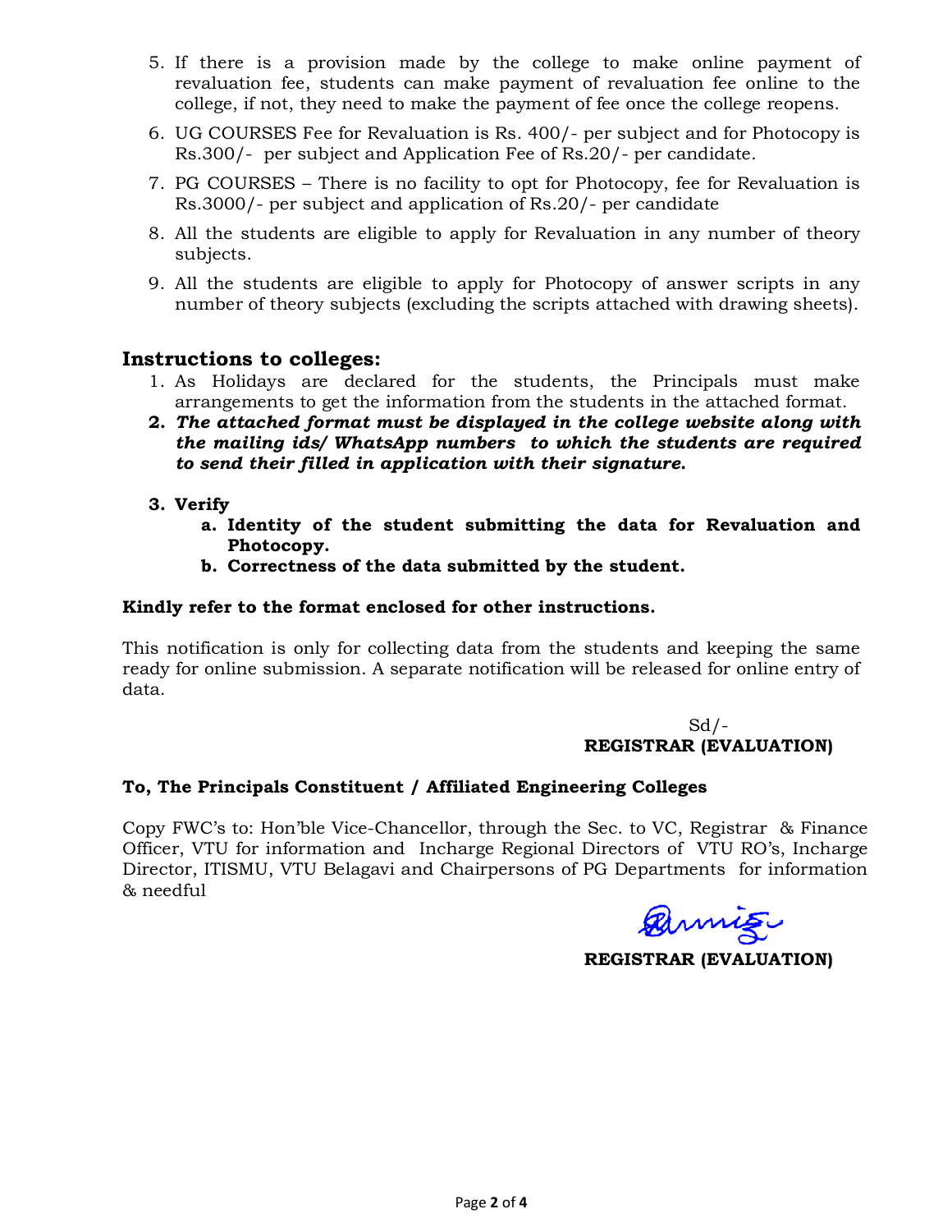5. If there is a provision made by the college to make online payment of revaluation fee, students can make payment of revaluation fee online to the college, if not, they need to make the payment of fee once the college reopens.
6. UG COURSES Fee for Revaluation is Rs. 400/- per subject and for Photocopy is Rs.300/- per subject and Application Fee of Rs.20/- per candidate.
7. PG COURSES – There is no facility to opt for Photocopy, fee for Revaluation is Rs.3000/- per subject and application of Rs.20/- per candidate
8. All the students are eligible to apply for Revaluation in any number of theory subjects.
9. All the students are eligible to apply for Photocopy of answer scripts in any number of theory subjects (excluding the scripts attached with drawing sheets).

## Instructions to colleges:

1. As Holidays are declared for the students, the Principals must make arrangements to get the information from the students in the attached format.
2. ***The attached format must be displayed in the college website along with the mailing ids/ WhatsApp numbers to which the students are required to send their filled in application with their signature.***
3. **Verify**
   a. **Identity of the student submitting the data for Revaluation and Photocopy.**
   b. **Correctness of the data submitted by the student.**

**Kindly refer to the format enclosed for other instructions.**

This notification is only for collecting data from the students and keeping the same ready for online submission. A separate notification will be released for online entry of data.

Sd/-
**REGISTRAR (EVALUATION)**

**To, The Principals Constituent / Affiliated Engineering Colleges**

Copy FWC's to: Hon'ble Vice-Chancellor, through the Sec. to VC, Registrar & Finance Officer, VTU for information and Incharge Regional Directors of VTU RO's, Incharge Director, ITISMU, VTU Belagavi and Chairpersons of PG Departments for information & needful

**REGISTRAR (EVALUATION)**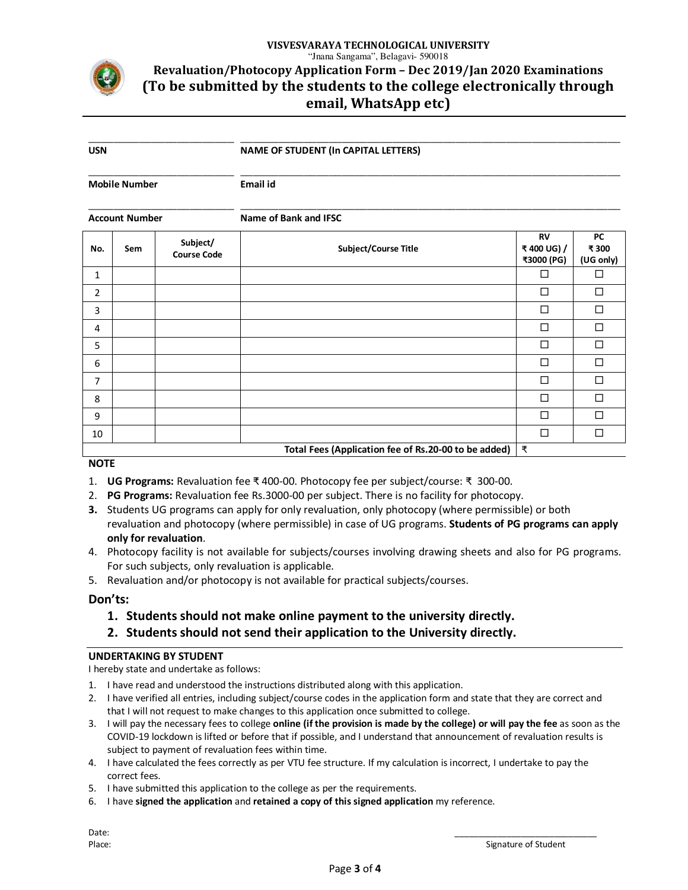**VISVESVARAYA TECHNOLOGICAL UNIVERSITY**
"Jnana Sangama", Belagavi- 590018

# Revaluation/Photocopy Application Form – Dec 2019/Jan 2020 Examinations
## (To be submitted by the students to the college electronically through email, WhatsApp etc)

**USN** ____________________ **NAME OF STUDENT (In CAPITAL LETTERS)** ____________________

**Mobile Number** ____________________ **Email id** ____________________

**Account Number** ____________________ **Name of Bank and IFSC** ____________________

| No. | Sem | Subject/ Course Code | Subject/Course Title | RV ₹ 400 UG) / ₹3000 (PG) | PC ₹ 300 (UG only) |
|---|---|---|---|---|---|
| 1 | | | | ☐ | ☐ |
| 2 | | | | ☐ | ☐ |
| 3 | | | | ☐ | ☐ |
| 4 | | | | ☐ | ☐ |
| 5 | | | | ☐ | ☐ |
| 6 | | | | ☐ | ☐ |
| 7 | | | | ☐ | ☐ |
| 8 | | | | ☐ | ☐ |
| 9 | | | | ☐ | ☐ |
| 10 | | | | ☐ | ☐ |
| | | | **Total Fees (Application fee of Rs.20-00 to be added)** | ₹ | |

**NOTE**

1. **UG Programs:** Revaluation fee ₹ 400-00. Photocopy fee per subject/course: ₹ 300-00.
2. **PG Programs:** Revaluation fee Rs.3000-00 per subject. There is no facility for photocopy.
3. Students UG programs can apply for only revaluation, only photocopy (where permissible) or both revaluation and photocopy (where permissible) in case of UG programs. **Students of PG programs can apply only for revaluation**.
4. Photocopy facility is not available for subjects/courses involving drawing sheets and also for PG programs. For such subjects, only revaluation is applicable.
5. Revaluation and/or photocopy is not available for practical subjects/courses.

### Don'ts:

1. **Students should not make online payment to the university directly.**
2. **Students should not send their application to the University directly.**

**UNDERTAKING BY STUDENT**

I hereby state and undertake as follows:

1. I have read and understood the instructions distributed along with this application.
2. I have verified all entries, including subject/course codes in the application form and state that they are correct and that I will not request to make changes to this application once submitted to college.
3. I will pay the necessary fees to college **online (if the provision is made by the college) or will pay the fee** as soon as the COVID-19 lockdown is lifted or before that if possible, and I understand that announcement of revaluation results is subject to payment of revaluation fees within time.
4. I have calculated the fees correctly as per VTU fee structure. If my calculation is incorrect, I undertake to pay the correct fees.
5. I have submitted this application to the college as per the requirements.
6. I have **signed the application** and **retained a copy of this signed application** my reference.

Date:
Place:

____________________
Signature of Student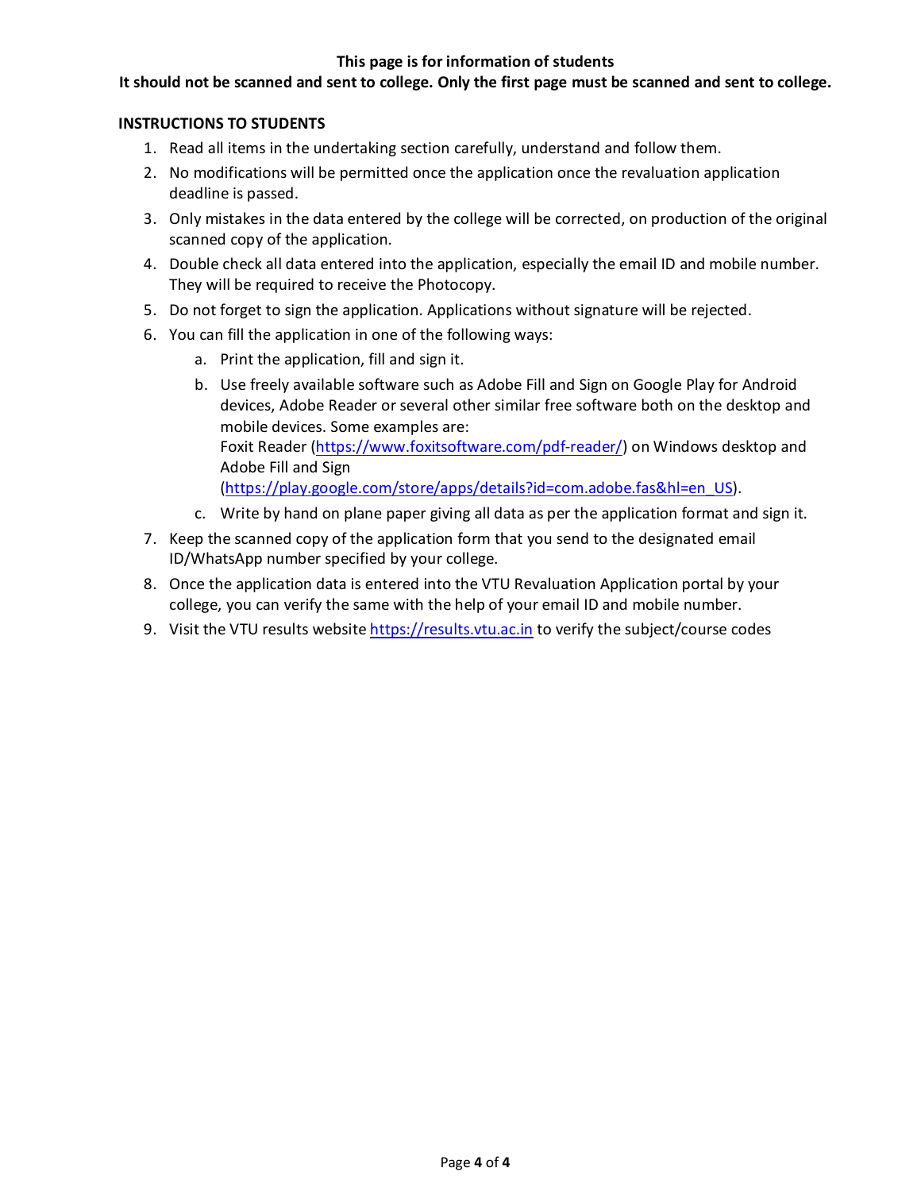**This page is for information of students**

**It should not be scanned and sent to college. Only the first page must be scanned and sent to college.**

**INSTRUCTIONS TO STUDENTS**

1. Read all items in the undertaking section carefully, understand and follow them.
2. No modifications will be permitted once the application once the revaluation application deadline is passed.
3. Only mistakes in the data entered by the college will be corrected, on production of the original scanned copy of the application.
4. Double check all data entered into the application, especially the email ID and mobile number. They will be required to receive the Photocopy.
5. Do not forget to sign the application. Applications without signature will be rejected.
6. You can fill the application in one of the following ways:
    a. Print the application, fill and sign it.
    b. Use freely available software such as Adobe Fill and Sign on Google Play for Android devices, Adobe Reader or several other similar free software both on the desktop and mobile devices. Some examples are:
    Foxit Reader (https://www.foxitsoftware.com/pdf-reader/) on Windows desktop and Adobe Fill and Sign (https://play.google.com/store/apps/details?id=com.adobe.fas&hl=en_US).
    c. Write by hand on plane paper giving all data as per the application format and sign it.
7. Keep the scanned copy of the application form that you send to the designated email ID/WhatsApp number specified by your college.
8. Once the application data is entered into the VTU Revaluation Application portal by your college, you can verify the same with the help of your email ID and mobile number.
9. Visit the VTU results website https://results.vtu.ac.in to verify the subject/course codes